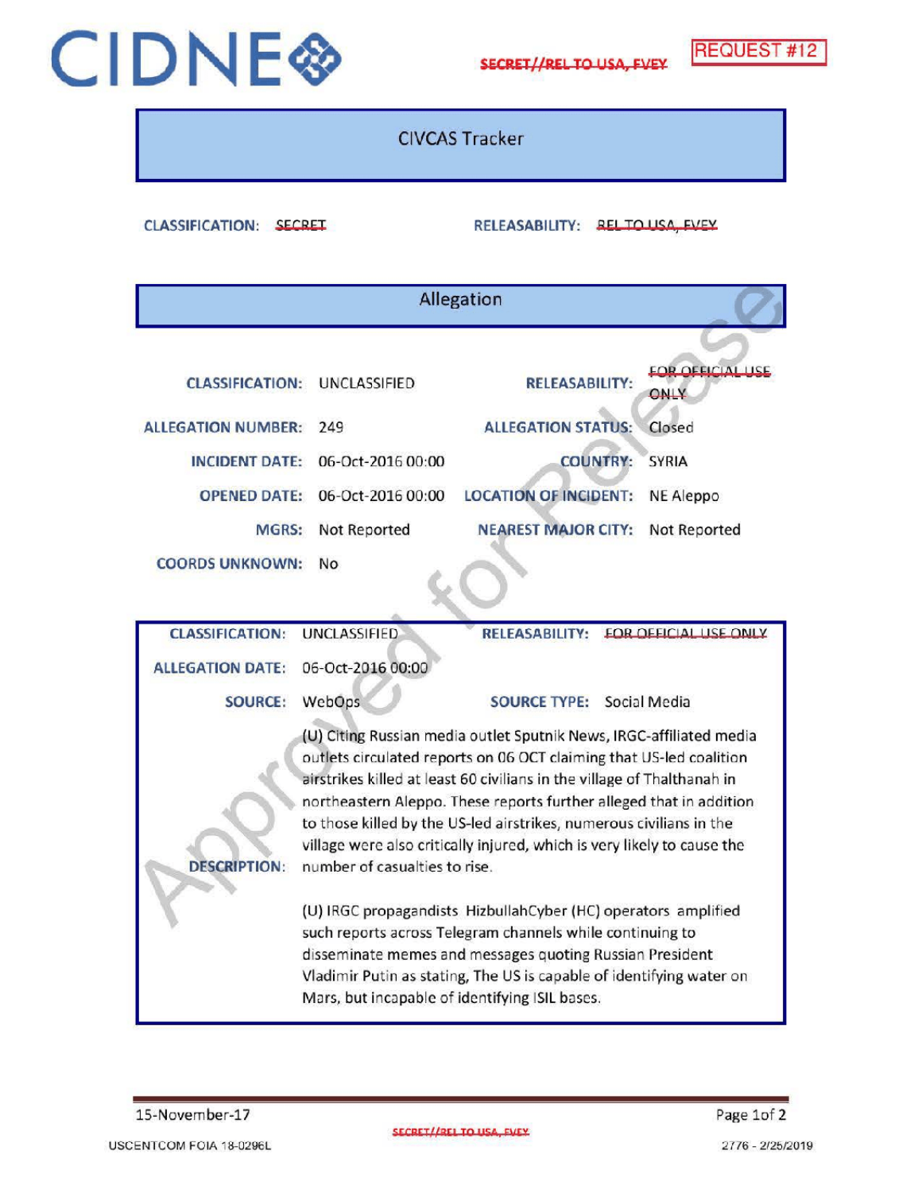# CIDNE

SECRET//REL TO USA, FVEY

REQUEST #12

## CIVCAS Tracker

**CLASSIFICATION:** SECRET **RELEASABILITY:** REL TO USA, FVEY

## Allegation

| | | | |
|---|---|---|---|
| **CLASSIFICATION:** | UNCLASSIFIED | **RELEASABILITY:** | FOR OFFICIAL USE ONLY |
| **ALLEGATION NUMBER:** | 249 | **ALLEGATION STATUS:** | Closed |
| **INCIDENT DATE:** | 06-Oct-2016 00:00 | **COUNTRY:** | SYRIA |
| **OPENED DATE:** | 06-Oct-2016 00:00 | **LOCATION OF INCIDENT:** | NE Aleppo |
| **MGRS:** | Not Reported | **NEAREST MAJOR CITY:** | Not Reported |
| **COORDS UNKNOWN:** | No | | |

| | | | |
|---|---|---|---|
| **CLASSIFICATION:** | UNCLASSIFIED | **RELEASABILITY:** | FOR OFFICIAL USE ONLY |
| **ALLEGATION DATE:** | 06-Oct-2016 00:00 | | |
| **SOURCE:** | WebOps | **SOURCE TYPE:** | Social Media |

**DESCRIPTION:**

(U) Citing Russian media outlet Sputnik News, IRGC-affiliated media outlets circulated reports on 06 OCT claiming that US-led coalition airstrikes killed at least 60 civilians in the village of Thalthanah in northeastern Aleppo. These reports further alleged that in addition to those killed by the US-led airstrikes, numerous civilians in the village were also critically injured, which is very likely to cause the number of casualties to rise.

(U) IRGC propagandists HizbullahCyber (HC) operators amplified such reports across Telegram channels while continuing to disseminate memes and messages quoting Russian President Vladimir Putin as stating, The US is capable of identifying water on Mars, but incapable of identifying ISIL bases.

Approved for Release

15-November-17

SECRET//REL TO USA, FVEY

USCENTCOM FOIA 18-0296L

2776 - 2/25/2019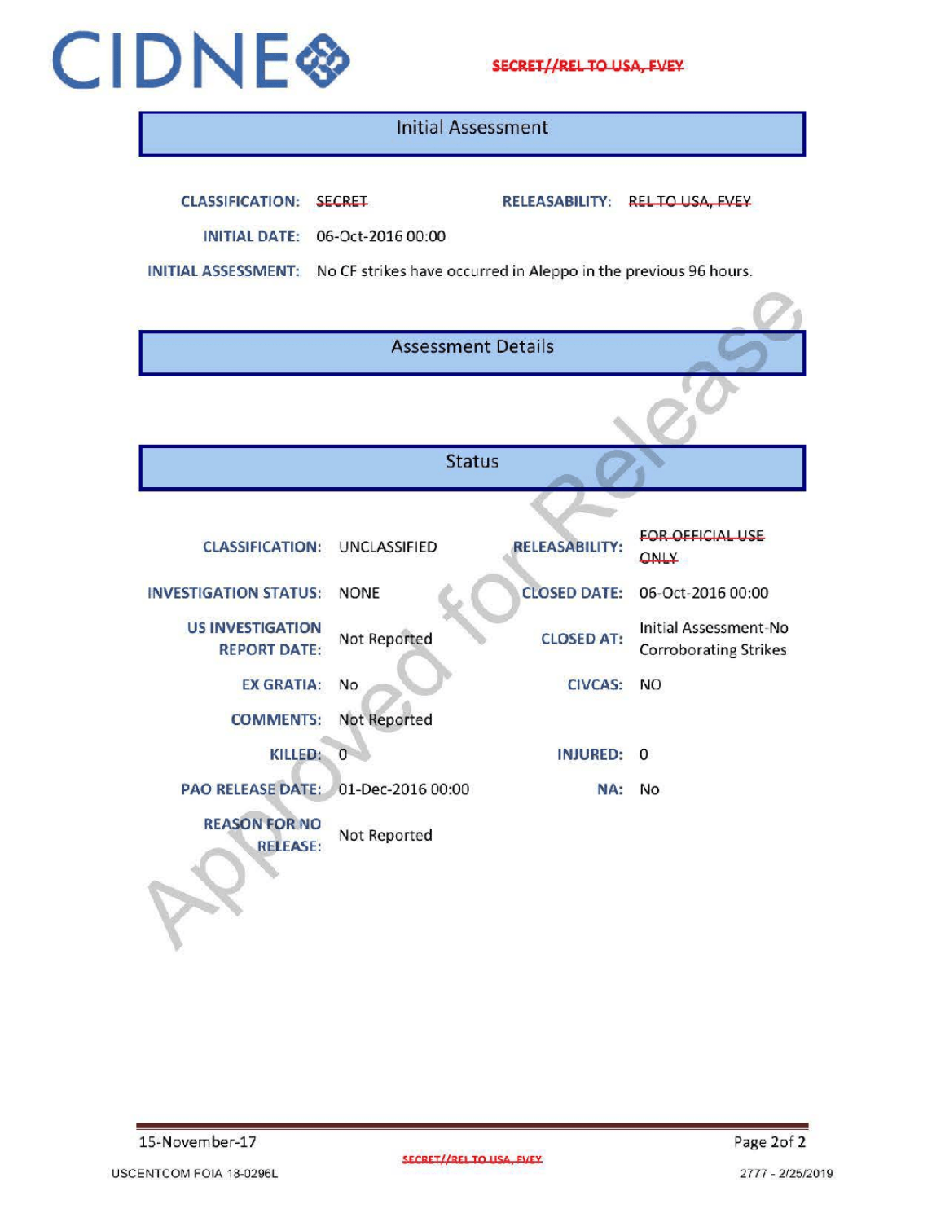CIDNE

SECRET//REL TO USA, FVEY

## Initial Assessment

**CLASSIFICATION:** SECRET **RELEASABILITY:** REL TO USA, FVEY

**INITIAL DATE:** 06-Oct-2016 00:00

**INITIAL ASSESSMENT:** No CF strikes have occurred in Aleppo in the previous 96 hours.

## Assessment Details

## Status

| | | | |
|---|---|---|---|
| **CLASSIFICATION:** | UNCLASSIFIED | **RELEASABILITY:** | FOR OFFICIAL USE ONLY |
| **INVESTIGATION STATUS:** | NONE | **CLOSED DATE:** | 06-Oct-2016 00:00 |
| **US INVESTIGATION REPORT DATE:** | Not Reported | **CLOSED AT:** | Initial Assessment-No Corroborating Strikes |
| **EX GRATIA:** | No | **CIVCAS:** | NO |
| **COMMENTS:** | Not Reported | | |
| **KILLED:** | 0 | **INJURED:** | 0 |
| **PAO RELEASE DATE:** | 01-Dec-2016 00:00 | **NA:** | No |
| **REASON FOR NO RELEASE:** | Not Reported | | |

Approved for Release

15-November-17

SECRET//REL TO USA, FVEY

USCENTCOM FOIA 18-0296L

2777 - 2/25/2019